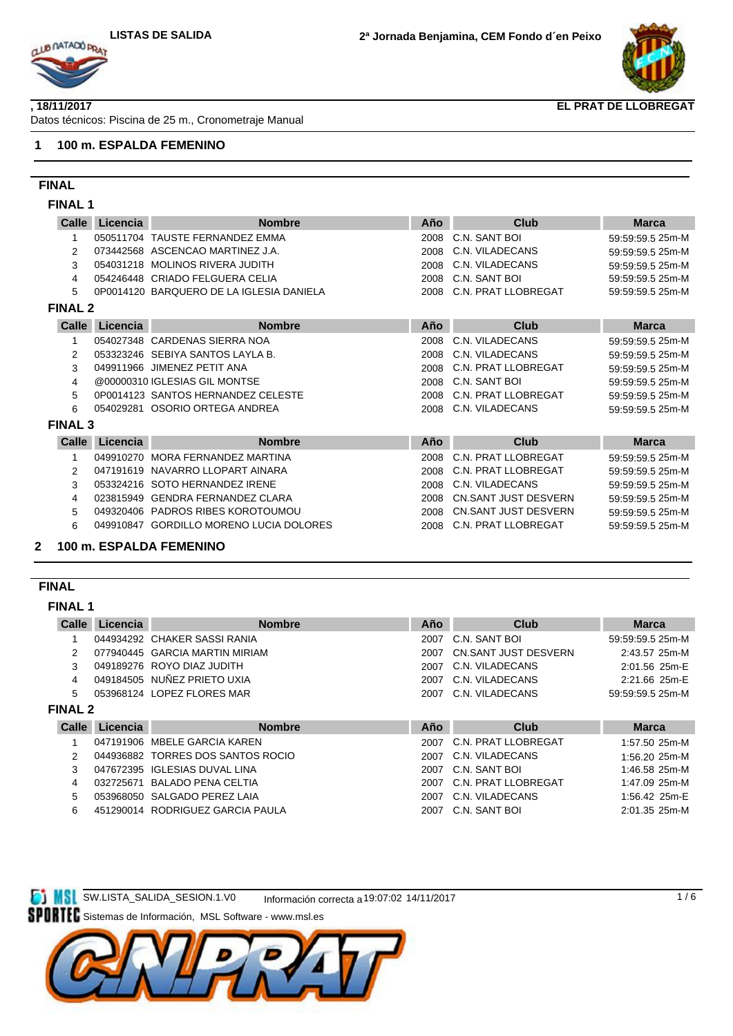LISTAS DE SALIDA

2ª Jornada Benjamina, CEM Fondo d´en Peixo

, 18/11/2017

EL PRAT DE LLOBREGAT

Datos técnicos: Piscina de 25 m., Cronometraje Manual

## 1 100 m. ESPALDA FEMENINO

### FINAL

#### FINAL 1

| Calle | Licencia | Nombre | Año | Club | Marca |
|---|---|---|---|---|---|
| 1 | 050511704 | TAUSTE FERNANDEZ EMMA | 2008 | C.N. SANT BOI | 59:59:59.5 25m-M |
| 2 | 073442568 | ASCENCAO MARTINEZ J.A. | 2008 | C.N. VILADECANS | 59:59:59.5 25m-M |
| 3 | 054031218 | MOLINOS RIVERA JUDITH | 2008 | C.N. VILADECANS | 59:59:59.5 25m-M |
| 4 | 054246448 | CRIADO FELGUERA CELIA | 2008 | C.N. SANT BOI | 59:59:59.5 25m-M |
| 5 | 0P0014120 | BARQUERO DE LA IGLESIA DANIELA | 2008 | C.N. PRAT LLOBREGAT | 59:59:59.5 25m-M |

#### FINAL 2

| Calle | Licencia | Nombre | Año | Club | Marca |
|---|---|---|---|---|---|
| 1 | 054027348 | CARDENAS SIERRA NOA | 2008 | C.N. VILADECANS | 59:59:59.5 25m-M |
| 2 | 053323246 | SEBIYA SANTOS LAYLA B. | 2008 | C.N. VILADECANS | 59:59:59.5 25m-M |
| 3 | 049911966 | JIMENEZ PETIT ANA | 2008 | C.N. PRAT LLOBREGAT | 59:59:59.5 25m-M |
| 4 | @00000310 | IGLESIAS GIL MONTSE | 2008 | C.N. SANT BOI | 59:59:59.5 25m-M |
| 5 | 0P0014123 | SANTOS HERNANDEZ CELESTE | 2008 | C.N. PRAT LLOBREGAT | 59:59:59.5 25m-M |
| 6 | 054029281 | OSORIO ORTEGA ANDREA | 2008 | C.N. VILADECANS | 59:59:59.5 25m-M |

#### FINAL 3

| Calle | Licencia | Nombre | Año | Club | Marca |
|---|---|---|---|---|---|
| 1 | 049910270 | MORA FERNANDEZ MARTINA | 2008 | C.N. PRAT LLOBREGAT | 59:59:59.5 25m-M |
| 2 | 047191619 | NAVARRO LLOPART AINARA | 2008 | C.N. PRAT LLOBREGAT | 59:59:59.5 25m-M |
| 3 | 053324216 | SOTO HERNANDEZ IRENE | 2008 | C.N. VILADECANS | 59:59:59.5 25m-M |
| 4 | 023815949 | GENDRA FERNANDEZ CLARA | 2008 | CN.SANT JUST DESVERN | 59:59:59.5 25m-M |
| 5 | 049320406 | PADROS RIBES KOROTOUMOU | 2008 | CN.SANT JUST DESVERN | 59:59:59.5 25m-M |
| 6 | 049910847 | GORDILLO MORENO LUCIA DOLORES | 2008 | C.N. PRAT LLOBREGAT | 59:59:59.5 25m-M |

## 2 100 m. ESPALDA FEMENINO

### FINAL

#### FINAL 1

| Calle | Licencia | Nombre | Año | Club | Marca |
|---|---|---|---|---|---|
| 1 | 044934292 | CHAKER SASSI RANIA | 2007 | C.N. SANT BOI | 59:59:59.5 25m-M |
| 2 | 077940445 | GARCIA MARTIN MIRIAM | 2007 | CN.SANT JUST DESVERN | 2:43.57 25m-M |
| 3 | 049189276 | ROYO DIAZ JUDITH | 2007 | C.N. VILADECANS | 2:01.56 25m-E |
| 4 | 049184505 | NUÑEZ PRIETO UXIA | 2007 | C.N. VILADECANS | 2:21.66 25m-E |
| 5 | 053968124 | LOPEZ FLORES MAR | 2007 | C.N. VILADECANS | 59:59:59.5 25m-M |

#### FINAL 2

| Calle | Licencia | Nombre | Año | Club | Marca |
|---|---|---|---|---|---|
| 1 | 047191906 | MBELE GARCIA KAREN | 2007 | C.N. PRAT LLOBREGAT | 1:57.50 25m-M |
| 2 | 044936882 | TORRES DOS SANTOS ROCIO | 2007 | C.N. VILADECANS | 1:56.20 25m-M |
| 3 | 047672395 | IGLESIAS DUVAL LINA | 2007 | C.N. SANT BOI | 1:46.58 25m-M |
| 4 | 032725671 | BALADO PENA CELTIA | 2007 | C.N. PRAT LLOBREGAT | 1:47.09 25m-M |
| 5 | 053968050 | SALGADO PEREZ LAIA | 2007 | C.N. VILADECANS | 1:56.42 25m-E |
| 6 | 451290014 | RODRIGUEZ GARCIA PAULA | 2007 | C.N. SANT BOI | 2:01.35 25m-M |

SW.LISTA_SALIDA_SESION.1.V0 Información correcta a 19:07:02 14/11/2017

Sistemas de Información, MSL Software - www.msl.es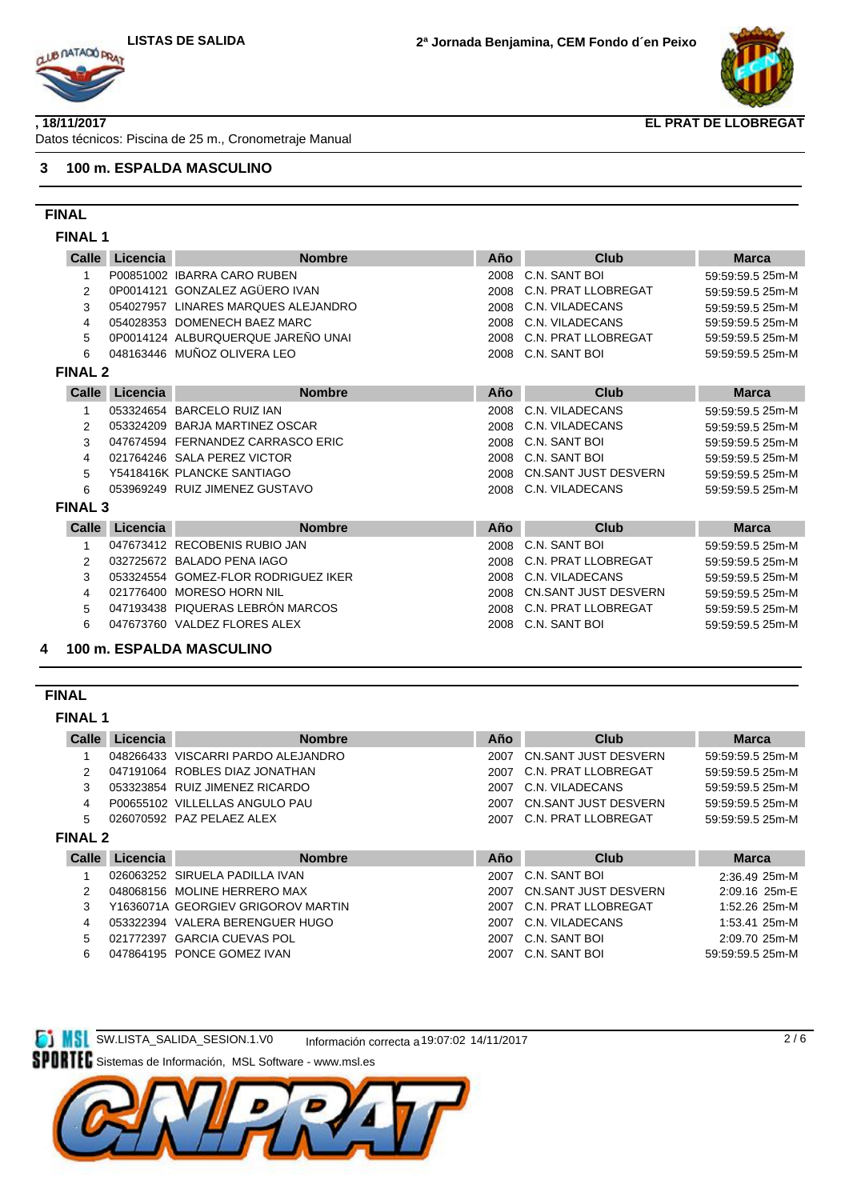LISTAS DE SALIDA — 2ª Jornada Benjamina, CEM Fondo d´en Peixo

**, 18/11/2017** — **EL PRAT DE LLOBREGAT**

Datos técnicos: Piscina de 25 m., Cronometraje Manual

## 3 100 m. ESPALDA MASCULINO

### FINAL

#### FINAL 1

| Calle | Licencia | Nombre | Año | Club | Marca |
|---|---|---|---|---|---|
| 1 | P00851002 | IBARRA CARO RUBEN | 2008 | C.N. SANT BOI | 59:59:59.5 25m-M |
| 2 | 0P0014121 | GONZALEZ AGÜERO IVAN | 2008 | C.N. PRAT LLOBREGAT | 59:59:59.5 25m-M |
| 3 | 054027957 | LINARES MARQUES ALEJANDRO | 2008 | C.N. VILADECANS | 59:59:59.5 25m-M |
| 4 | 054028353 | DOMENECH BAEZ MARC | 2008 | C.N. VILADECANS | 59:59:59.5 25m-M |
| 5 | 0P0014124 | ALBURQUERQUE JAREÑO UNAI | 2008 | C.N. PRAT LLOBREGAT | 59:59:59.5 25m-M |
| 6 | 048163446 | MUÑOZ OLIVERA LEO | 2008 | C.N. SANT BOI | 59:59:59.5 25m-M |

#### FINAL 2

| Calle | Licencia | Nombre | Año | Club | Marca |
|---|---|---|---|---|---|
| 1 | 053324654 | BARCELO RUIZ IAN | 2008 | C.N. VILADECANS | 59:59:59.5 25m-M |
| 2 | 053324209 | BARJA MARTINEZ OSCAR | 2008 | C.N. VILADECANS | 59:59:59.5 25m-M |
| 3 | 047674594 | FERNANDEZ CARRASCO ERIC | 2008 | C.N. SANT BOI | 59:59:59.5 25m-M |
| 4 | 021764246 | SALA PEREZ VICTOR | 2008 | C.N. SANT BOI | 59:59:59.5 25m-M |
| 5 | Y5418416K | PLANCKE SANTIAGO | 2008 | CN.SANT JUST DESVERN | 59:59:59.5 25m-M |
| 6 | 053969249 | RUIZ JIMENEZ GUSTAVO | 2008 | C.N. VILADECANS | 59:59:59.5 25m-M |

#### FINAL 3

| Calle | Licencia | Nombre | Año | Club | Marca |
|---|---|---|---|---|---|
| 1 | 047673412 | RECOBENIS RUBIO JAN | 2008 | C.N. SANT BOI | 59:59:59.5 25m-M |
| 2 | 032725672 | BALADO PENA IAGO | 2008 | C.N. PRAT LLOBREGAT | 59:59:59.5 25m-M |
| 3 | 053324554 | GOMEZ-FLOR RODRIGUEZ IKER | 2008 | C.N. VILADECANS | 59:59:59.5 25m-M |
| 4 | 021776400 | MORESO HORN NIL | 2008 | CN.SANT JUST DESVERN | 59:59:59.5 25m-M |
| 5 | 047193438 | PIQUERAS LEBRÓN MARCOS | 2008 | C.N. PRAT LLOBREGAT | 59:59:59.5 25m-M |
| 6 | 047673760 | VALDEZ FLORES ALEX | 2008 | C.N. SANT BOI | 59:59:59.5 25m-M |

## 4 100 m. ESPALDA MASCULINO

### FINAL

#### FINAL 1

| Calle | Licencia | Nombre | Año | Club | Marca |
|---|---|---|---|---|---|
| 1 | 048266433 | VISCARRI PARDO ALEJANDRO | 2007 | CN.SANT JUST DESVERN | 59:59:59.5 25m-M |
| 2 | 047191064 | ROBLES DIAZ JONATHAN | 2007 | C.N. PRAT LLOBREGAT | 59:59:59.5 25m-M |
| 3 | 053323854 | RUIZ JIMENEZ RICARDO | 2007 | C.N. VILADECANS | 59:59:59.5 25m-M |
| 4 | P00655102 | VILLELLAS ANGULO PAU | 2007 | CN.SANT JUST DESVERN | 59:59:59.5 25m-M |
| 5 | 026070592 | PAZ PELAEZ ALEX | 2007 | C.N. PRAT LLOBREGAT | 59:59:59.5 25m-M |

#### FINAL 2

| Calle | Licencia | Nombre | Año | Club | Marca |
|---|---|---|---|---|---|
| 1 | 026063252 | SIRUELA PADILLA IVAN | 2007 | C.N. SANT BOI | 2:36.49 25m-M |
| 2 | 048068156 | MOLINE HERRERO MAX | 2007 | CN.SANT JUST DESVERN | 2:09.16 25m-E |
| 3 | Y1636071A | GEORGIEV GRIGOROV MARTIN | 2007 | C.N. PRAT LLOBREGAT | 1:52.26 25m-M |
| 4 | 053322394 | VALERA BERENGUER HUGO | 2007 | C.N. VILADECANS | 1:53.41 25m-M |
| 5 | 021772397 | GARCIA CUEVAS POL | 2007 | C.N. SANT BOI | 2:09.70 25m-M |
| 6 | 047864195 | PONCE GOMEZ IVAN | 2007 | C.N. SANT BOI | 59:59:59.5 25m-M |

SW.LISTA_SALIDA_SESION.1.V0 — Información correcta a 19:07:02 14/11/2017

Sistemas de Información, MSL Software - www.msl.es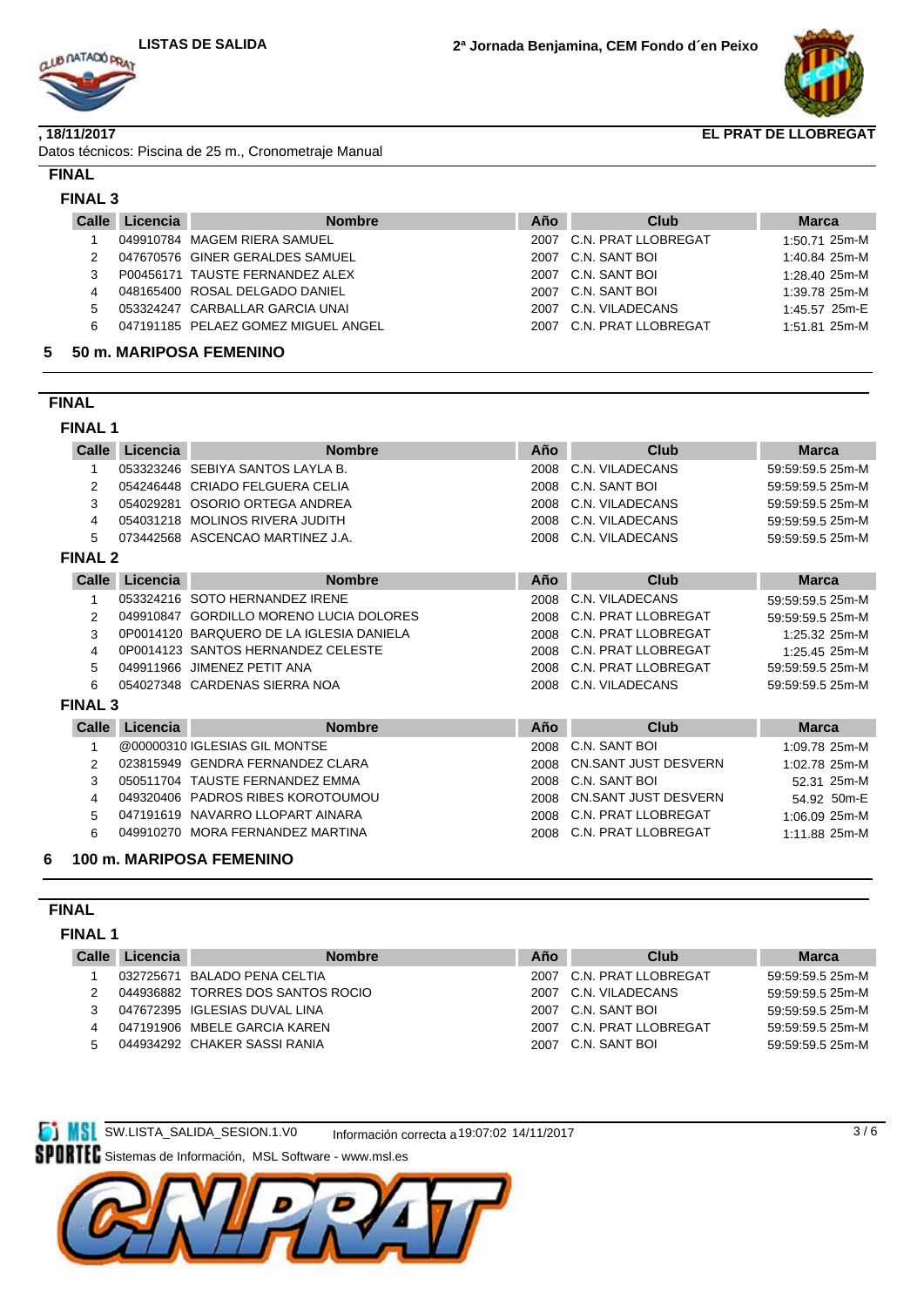## FINAL

### FINAL 3

| Calle | Licencia | Nombre | Año | Club | Marca |
|---|---|---|---|---|---|
| 1 | 049910784 | MAGEM RIERA SAMUEL | 2007 | C.N. PRAT LLOBREGAT | 1:50.71 25m-M |
| 2 | 047670576 | GINER GERALDES SAMUEL | 2007 | C.N. SANT BOI | 1:40.84 25m-M |
| 3 | P00456171 | TAUSTE FERNANDEZ ALEX | 2007 | C.N. SANT BOI | 1:28.40 25m-M |
| 4 | 048165400 | ROSAL DELGADO DANIEL | 2007 | C.N. SANT BOI | 1:39.78 25m-M |
| 5 | 053324247 | CARBALLAR GARCIA UNAI | 2007 | C.N. VILADECANS | 1:45.57 25m-E |
| 6 | 047191185 | PELAEZ GOMEZ MIGUEL ANGEL | 2007 | C.N. PRAT LLOBREGAT | 1:51.81 25m-M |

# 5 50 m. MARIPOSA FEMENINO

## FINAL

### FINAL 1

| Calle | Licencia | Nombre | Año | Club | Marca |
|---|---|---|---|---|---|
| 1 | 053323246 | SEBIYA SANTOS LAYLA B. | 2008 | C.N. VILADECANS | 59:59:59.5 25m-M |
| 2 | 054246448 | CRIADO FELGUERA CELIA | 2008 | C.N. SANT BOI | 59:59:59.5 25m-M |
| 3 | 054029281 | OSORIO ORTEGA ANDREA | 2008 | C.N. VILADECANS | 59:59:59.5 25m-M |
| 4 | 054031218 | MOLINOS RIVERA JUDITH | 2008 | C.N. VILADECANS | 59:59:59.5 25m-M |
| 5 | 073442568 | ASCENCAO MARTINEZ J.A. | 2008 | C.N. VILADECANS | 59:59:59.5 25m-M |

### FINAL 2

| Calle | Licencia | Nombre | Año | Club | Marca |
|---|---|---|---|---|---|
| 1 | 053324216 | SOTO HERNANDEZ IRENE | 2008 | C.N. VILADECANS | 59:59:59.5 25m-M |
| 2 | 049910847 | GORDILLO MORENO LUCIA DOLORES | 2008 | C.N. PRAT LLOBREGAT | 59:59:59.5 25m-M |
| 3 | 0P0014120 | BARQUERO DE LA IGLESIA DANIELA | 2008 | C.N. PRAT LLOBREGAT | 1:25.32 25m-M |
| 4 | 0P0014123 | SANTOS HERNANDEZ CELESTE | 2008 | C.N. PRAT LLOBREGAT | 1:25.45 25m-M |
| 5 | 049911966 | JIMENEZ PETIT ANA | 2008 | C.N. PRAT LLOBREGAT | 59:59:59.5 25m-M |
| 6 | 054027348 | CARDENAS SIERRA NOA | 2008 | C.N. VILADECANS | 59:59:59.5 25m-M |

### FINAL 3

| Calle | Licencia | Nombre | Año | Club | Marca |
|---|---|---|---|---|---|
| 1 | @00000310 | IGLESIAS GIL MONTSE | 2008 | C.N. SANT BOI | 1:09.78 25m-M |
| 2 | 023815949 | GENDRA FERNANDEZ CLARA | 2008 | CN.SANT JUST DESVERN | 1:02.78 25m-M |
| 3 | 050511704 | TAUSTE FERNANDEZ EMMA | 2008 | C.N. SANT BOI | 52.31 25m-M |
| 4 | 049320406 | PADROS RIBES KOROTOUMOU | 2008 | CN.SANT JUST DESVERN | 54.92 50m-E |
| 5 | 047191619 | NAVARRO LLOPART AINARA | 2008 | C.N. PRAT LLOBREGAT | 1:06.09 25m-M |
| 6 | 049910270 | MORA FERNANDEZ MARTINA | 2008 | C.N. PRAT LLOBREGAT | 1:11.88 25m-M |

# 6 100 m. MARIPOSA FEMENINO

## FINAL

### FINAL 1

| Calle | Licencia | Nombre | Año | Club | Marca |
|---|---|---|---|---|---|
| 1 | 032725671 | BALADO PENA CELTIA | 2007 | C.N. PRAT LLOBREGAT | 59:59:59.5 25m-M |
| 2 | 044936882 | TORRES DOS SANTOS ROCIO | 2007 | C.N. VILADECANS | 59:59:59.5 25m-M |
| 3 | 047672395 | IGLESIAS DUVAL LINA | 2007 | C.N. SANT BOI | 59:59:59.5 25m-M |
| 4 | 047191906 | MBELE GARCIA KAREN | 2007 | C.N. PRAT LLOBREGAT | 59:59:59.5 25m-M |
| 5 | 044934292 | CHAKER SASSI RANIA | 2007 | C.N. SANT BOI | 59:59:59.5 25m-M |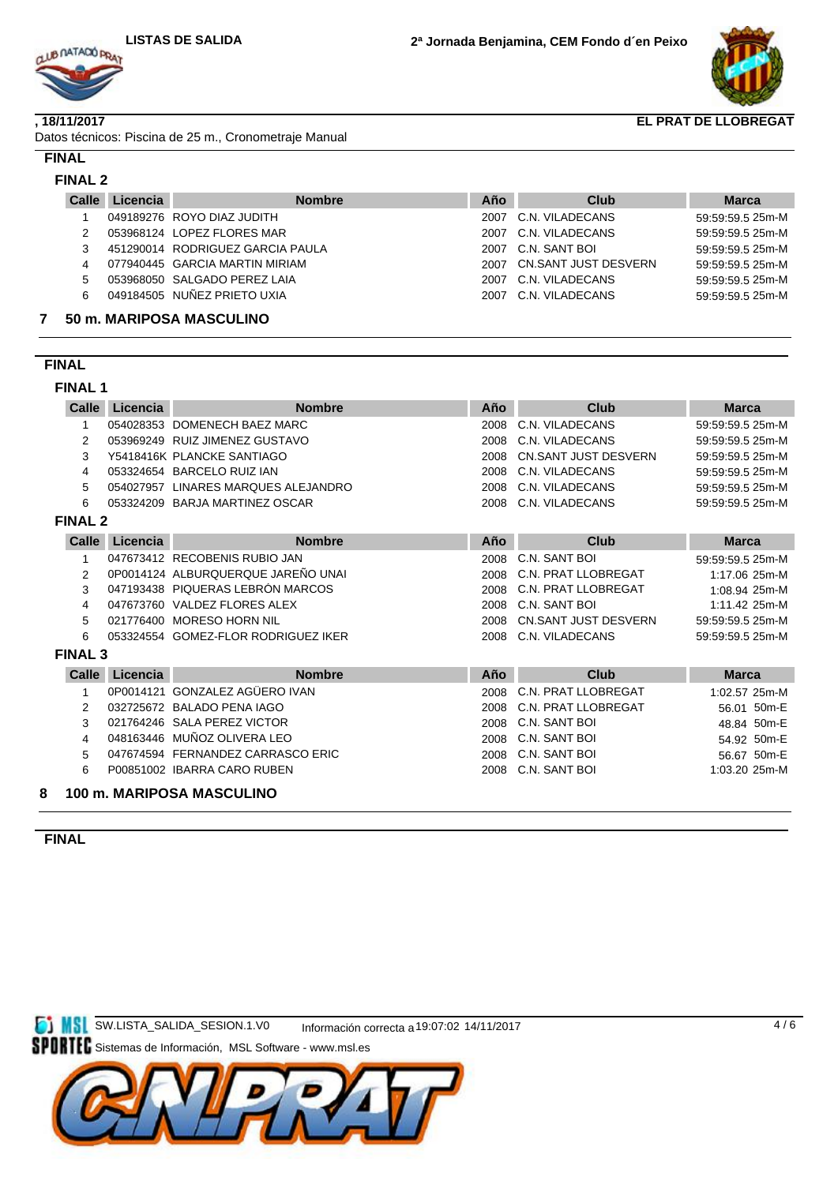LISTAS DE SALIDA

2ª Jornada Benjamina, CEM Fondo d´en Peixo

**, 18/11/2017**

**EL PRAT DE LLOBREGAT**

Datos técnicos: Piscina de 25 m., Cronometraje Manual

### FINAL

#### FINAL 2

| Calle | Licencia | Nombre | Año | Club | Marca |
|---|---|---|---|---|---|
| 1 | 049189276 | ROYO DIAZ JUDITH | 2007 | C.N. VILADECANS | 59:59:59.5 25m-M |
| 2 | 053968124 | LOPEZ FLORES MAR | 2007 | C.N. VILADECANS | 59:59:59.5 25m-M |
| 3 | 451290014 | RODRIGUEZ GARCIA PAULA | 2007 | C.N. SANT BOI | 59:59:59.5 25m-M |
| 4 | 077940445 | GARCIA MARTIN MIRIAM | 2007 | CN.SANT JUST DESVERN | 59:59:59.5 25m-M |
| 5 | 053968050 | SALGADO PEREZ LAIA | 2007 | C.N. VILADECANS | 59:59:59.5 25m-M |
| 6 | 049184505 | NUÑEZ PRIETO UXIA | 2007 | C.N. VILADECANS | 59:59:59.5 25m-M |

## 7 50 m. MARIPOSA MASCULINO

### FINAL

#### FINAL 1

| Calle | Licencia | Nombre | Año | Club | Marca |
|---|---|---|---|---|---|
| 1 | 054028353 | DOMENECH BAEZ MARC | 2008 | C.N. VILADECANS | 59:59:59.5 25m-M |
| 2 | 053969249 | RUIZ JIMENEZ GUSTAVO | 2008 | C.N. VILADECANS | 59:59:59.5 25m-M |
| 3 | Y5418416K | PLANCKE SANTIAGO | 2008 | CN.SANT JUST DESVERN | 59:59:59.5 25m-M |
| 4 | 053324654 | BARCELO RUIZ IAN | 2008 | C.N. VILADECANS | 59:59:59.5 25m-M |
| 5 | 054027957 | LINARES MARQUES ALEJANDRO | 2008 | C.N. VILADECANS | 59:59:59.5 25m-M |
| 6 | 053324209 | BARJA MARTINEZ OSCAR | 2008 | C.N. VILADECANS | 59:59:59.5 25m-M |

#### FINAL 2

| Calle | Licencia | Nombre | Año | Club | Marca |
|---|---|---|---|---|---|
| 1 | 047673412 | RECOBENIS RUBIO JAN | 2008 | C.N. SANT BOI | 59:59:59.5 25m-M |
| 2 | 0P0014124 | ALBURQUERQUE JAREÑO UNAI | 2008 | C.N. PRAT LLOBREGAT | 1:17.06 25m-M |
| 3 | 047193438 | PIQUERAS LEBRÓN MARCOS | 2008 | C.N. PRAT LLOBREGAT | 1:08.94 25m-M |
| 4 | 047673760 | VALDEZ FLORES ALEX | 2008 | C.N. SANT BOI | 1:11.42 25m-M |
| 5 | 021776400 | MORESO HORN NIL | 2008 | CN.SANT JUST DESVERN | 59:59:59.5 25m-M |
| 6 | 053324554 | GOMEZ-FLOR RODRIGUEZ IKER | 2008 | C.N. VILADECANS | 59:59:59.5 25m-M |

#### FINAL 3

| Calle | Licencia | Nombre | Año | Club | Marca |
|---|---|---|---|---|---|
| 1 | 0P0014121 | GONZALEZ AGÜERO IVAN | 2008 | C.N. PRAT LLOBREGAT | 1:02.57 25m-M |
| 2 | 032725672 | BALADO PENA IAGO | 2008 | C.N. PRAT LLOBREGAT | 56.01 50m-E |
| 3 | 021764246 | SALA PEREZ VICTOR | 2008 | C.N. SANT BOI | 48.84 50m-E |
| 4 | 048163446 | MUÑOZ OLIVERA LEO | 2008 | C.N. SANT BOI | 54.92 50m-E |
| 5 | 047674594 | FERNANDEZ CARRASCO ERIC | 2008 | C.N. SANT BOI | 56.67 50m-E |
| 6 | P00851002 | IBARRA CARO RUBEN | 2008 | C.N. SANT BOI | 1:03.20 25m-M |

## 8 100 m. MARIPOSA MASCULINO

### FINAL

SW.LISTA_SALIDA_SESION.1.V0 Información correcta a 19:07:02 14/11/2017

Sistemas de Información, MSL Software - www.msl.es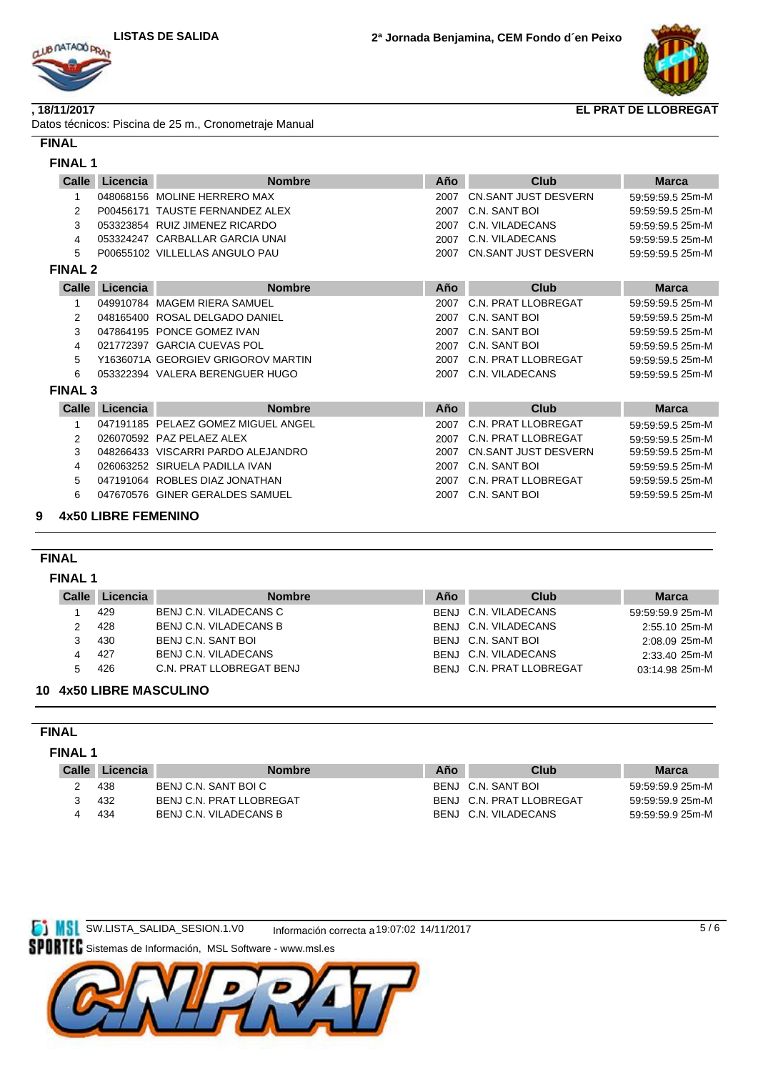**LISTAS DE SALIDA** **2ª Jornada Benjamina, CEM Fondo d´en Peixo**

**, 18/11/2017** **EL PRAT DE LLOBREGAT**

Datos técnicos: Piscina de 25 m., Cronometraje Manual

## FINAL

### FINAL 1

| Calle | Licencia | Nombre | Año | Club | Marca |
|---|---|---|---|---|---|
| 1 | 048068156 | MOLINE HERRERO MAX | 2007 | CN.SANT JUST DESVERN | 59:59:59.5 25m-M |
| 2 | P00456171 | TAUSTE FERNANDEZ ALEX | 2007 | C.N. SANT BOI | 59:59:59.5 25m-M |
| 3 | 053323854 | RUIZ JIMENEZ RICARDO | 2007 | C.N. VILADECANS | 59:59:59.5 25m-M |
| 4 | 053324247 | CARBALLAR GARCIA UNAI | 2007 | C.N. VILADECANS | 59:59:59.5 25m-M |
| 5 | P00655102 | VILLELLAS ANGULO PAU | 2007 | CN.SANT JUST DESVERN | 59:59:59.5 25m-M |

### FINAL 2

| Calle | Licencia | Nombre | Año | Club | Marca |
|---|---|---|---|---|---|
| 1 | 049910784 | MAGEM RIERA SAMUEL | 2007 | C.N. PRAT LLOBREGAT | 59:59:59.5 25m-M |
| 2 | 048165400 | ROSAL DELGADO DANIEL | 2007 | C.N. SANT BOI | 59:59:59.5 25m-M |
| 3 | 047864195 | PONCE GOMEZ IVAN | 2007 | C.N. SANT BOI | 59:59:59.5 25m-M |
| 4 | 021772397 | GARCIA CUEVAS POL | 2007 | C.N. SANT BOI | 59:59:59.5 25m-M |
| 5 | Y1636071A | GEORGIEV GRIGOROV MARTIN | 2007 | C.N. PRAT LLOBREGAT | 59:59:59.5 25m-M |
| 6 | 053322394 | VALERA BERENGUER HUGO | 2007 | C.N. VILADECANS | 59:59:59.5 25m-M |

### FINAL 3

| Calle | Licencia | Nombre | Año | Club | Marca |
|---|---|---|---|---|---|
| 1 | 047191185 | PELAEZ GOMEZ MIGUEL ANGEL | 2007 | C.N. PRAT LLOBREGAT | 59:59:59.5 25m-M |
| 2 | 026070592 | PAZ PELAEZ ALEX | 2007 | C.N. PRAT LLOBREGAT | 59:59:59.5 25m-M |
| 3 | 048266433 | VISCARRI PARDO ALEJANDRO | 2007 | CN.SANT JUST DESVERN | 59:59:59.5 25m-M |
| 4 | 026063252 | SIRUELA PADILLA IVAN | 2007 | C.N. SANT BOI | 59:59:59.5 25m-M |
| 5 | 047191064 | ROBLES DIAZ JONATHAN | 2007 | C.N. PRAT LLOBREGAT | 59:59:59.5 25m-M |
| 6 | 047670576 | GINER GERALDES SAMUEL | 2007 | C.N. SANT BOI | 59:59:59.5 25m-M |

# 9 4x50 LIBRE FEMENINO

## FINAL

### FINAL 1

| Calle | Licencia | Nombre | Año | Club | Marca |
|---|---|---|---|---|---|
| 1 | 429 | BENJ C.N. VILADECANS C | BENJ | C.N. VILADECANS | 59:59:59.9 25m-M |
| 2 | 428 | BENJ C.N. VILADECANS B | BENJ | C.N. VILADECANS | 2:55.10 25m-M |
| 3 | 430 | BENJ C.N. SANT BOI | BENJ | C.N. SANT BOI | 2:08.09 25m-M |
| 4 | 427 | BENJ C.N. VILADECANS | BENJ | C.N. VILADECANS | 2:33.40 25m-M |
| 5 | 426 | C.N. PRAT LLOBREGAT BENJ | BENJ | C.N. PRAT LLOBREGAT | 03:14.98 25m-M |

# 10 4x50 LIBRE MASCULINO

## FINAL

### FINAL 1

| Calle | Licencia | Nombre | Año | Club | Marca |
|---|---|---|---|---|---|
| 2 | 438 | BENJ C.N. SANT BOI C | BENJ | C.N. SANT BOI | 59:59:59.9 25m-M |
| 3 | 432 | BENJ C.N. PRAT LLOBREGAT | BENJ | C.N. PRAT LLOBREGAT | 59:59:59.9 25m-M |
| 4 | 434 | BENJ C.N. VILADECANS B | BENJ | C.N. VILADECANS | 59:59:59.9 25m-M |

SW.LISTA_SALIDA_SESION.1.V0 Información correcta a 19:07:02 14/11/2017

Sistemas de Información, MSL Software - www.msl.es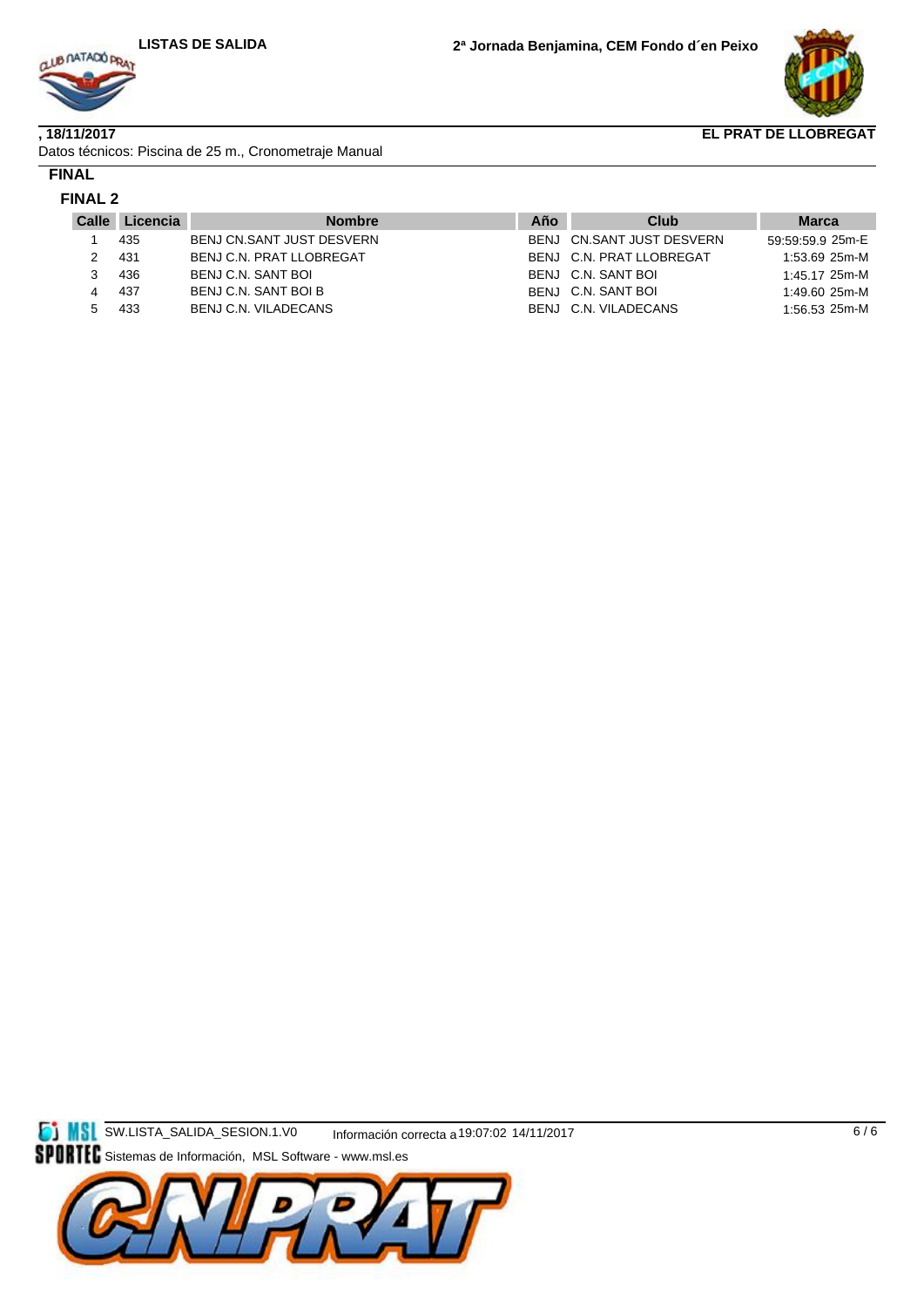**LISTAS DE SALIDA**

**2ª Jornada Benjamina, CEM Fondo d´en Peixo**

**, 18/11/2017** **EL PRAT DE LLOBREGAT**

Datos técnicos: Piscina de 25 m., Cronometraje Manual

## FINAL

### FINAL 2

| Calle | Licencia | Nombre | Año | Club | Marca |
|---|---|---|---|---|---|
| 1 | 435 | BENJ CN.SANT JUST DESVERN | BENJ | CN.SANT JUST DESVERN | 59:59:59.9 25m-E |
| 2 | 431 | BENJ C.N. PRAT LLOBREGAT | BENJ | C.N. PRAT LLOBREGAT | 1:53.69 25m-M |
| 3 | 436 | BENJ C.N. SANT BOI | BENJ | C.N. SANT BOI | 1:45.17 25m-M |
| 4 | 437 | BENJ C.N. SANT BOI B | BENJ | C.N. SANT BOI | 1:49.60 25m-M |
| 5 | 433 | BENJ C.N. VILADECANS | BENJ | C.N. VILADECANS | 1:56.53 25m-M |

SW.LISTA_SALIDA_SESION.1.V0 Información correcta a 19:07:02 14/11/2017

Sistemas de Información, MSL Software - www.msl.es